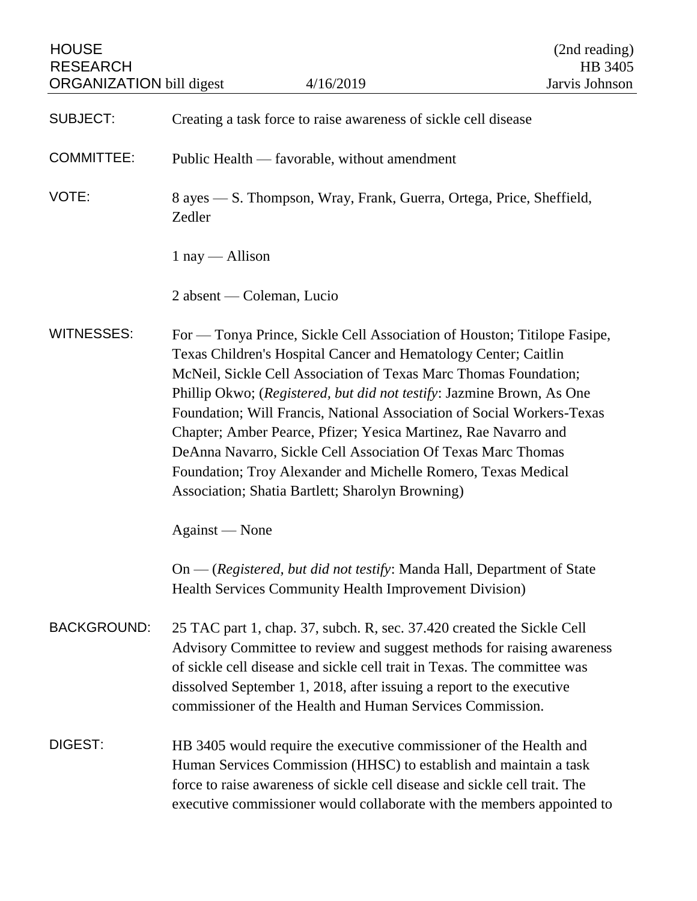HOUSE RESEARCH ORGANIZATION bill digest — 4/16/2019 — (2nd reading) HB 3405 Jarvis Johnson

**SUBJECT:** Creating a task force to raise awareness of sickle cell disease

**COMMITTEE:** Public Health — favorable, without amendment

**VOTE:** 8 ayes — S. Thompson, Wray, Frank, Guerra, Ortega, Price, Sheffield, Zedler

1 nay — Allison

2 absent — Coleman, Lucio

**WITNESSES:** For — Tonya Prince, Sickle Cell Association of Houston; Titilope Fasipe, Texas Children's Hospital Cancer and Hematology Center; Caitlin McNeil, Sickle Cell Association of Texas Marc Thomas Foundation; Phillip Okwo; (*Registered, but did not testify*: Jazmine Brown, As One Foundation; Will Francis, National Association of Social Workers-Texas Chapter; Amber Pearce, Pfizer; Yesica Martinez, Rae Navarro and DeAnna Navarro, Sickle Cell Association Of Texas Marc Thomas Foundation; Troy Alexander and Michelle Romero, Texas Medical Association; Shatia Bartlett; Sharolyn Browning)

Against — None

On — (*Registered, but did not testify*: Manda Hall, Department of State Health Services Community Health Improvement Division)

**BACKGROUND:** 25 TAC part 1, chap. 37, subch. R, sec. 37.420 created the Sickle Cell Advisory Committee to review and suggest methods for raising awareness of sickle cell disease and sickle cell trait in Texas. The committee was dissolved September 1, 2018, after issuing a report to the executive commissioner of the Health and Human Services Commission.

**DIGEST:** HB 3405 would require the executive commissioner of the Health and Human Services Commission (HHSC) to establish and maintain a task force to raise awareness of sickle cell disease and sickle cell trait. The executive commissioner would collaborate with the members appointed to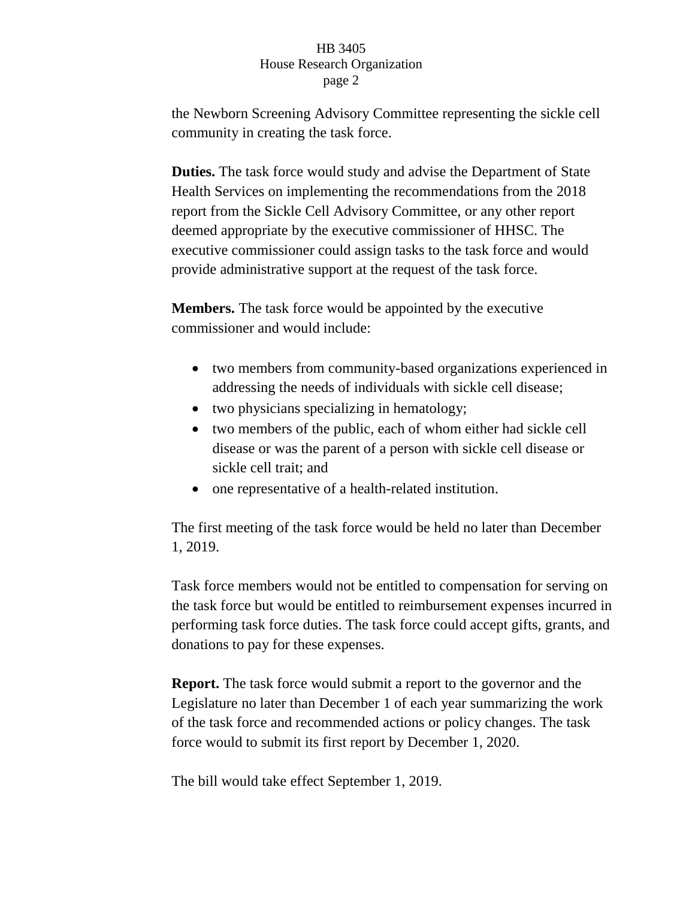the Newborn Screening Advisory Committee representing the sickle cell community in creating the task force.

**Duties.** The task force would study and advise the Department of State Health Services on implementing the recommendations from the 2018 report from the Sickle Cell Advisory Committee, or any other report deemed appropriate by the executive commissioner of HHSC. The executive commissioner could assign tasks to the task force and would provide administrative support at the request of the task force.

**Members.** The task force would be appointed by the executive commissioner and would include:

- two members from community-based organizations experienced in addressing the needs of individuals with sickle cell disease;
- two physicians specializing in hematology;
- two members of the public, each of whom either had sickle cell disease or was the parent of a person with sickle cell disease or sickle cell trait; and
- one representative of a health-related institution.

The first meeting of the task force would be held no later than December 1, 2019.

Task force members would not be entitled to compensation for serving on the task force but would be entitled to reimbursement expenses incurred in performing task force duties. The task force could accept gifts, grants, and donations to pay for these expenses.

**Report.** The task force would submit a report to the governor and the Legislature no later than December 1 of each year summarizing the work of the task force and recommended actions or policy changes. The task force would to submit its first report by December 1, 2020.

The bill would take effect September 1, 2019.